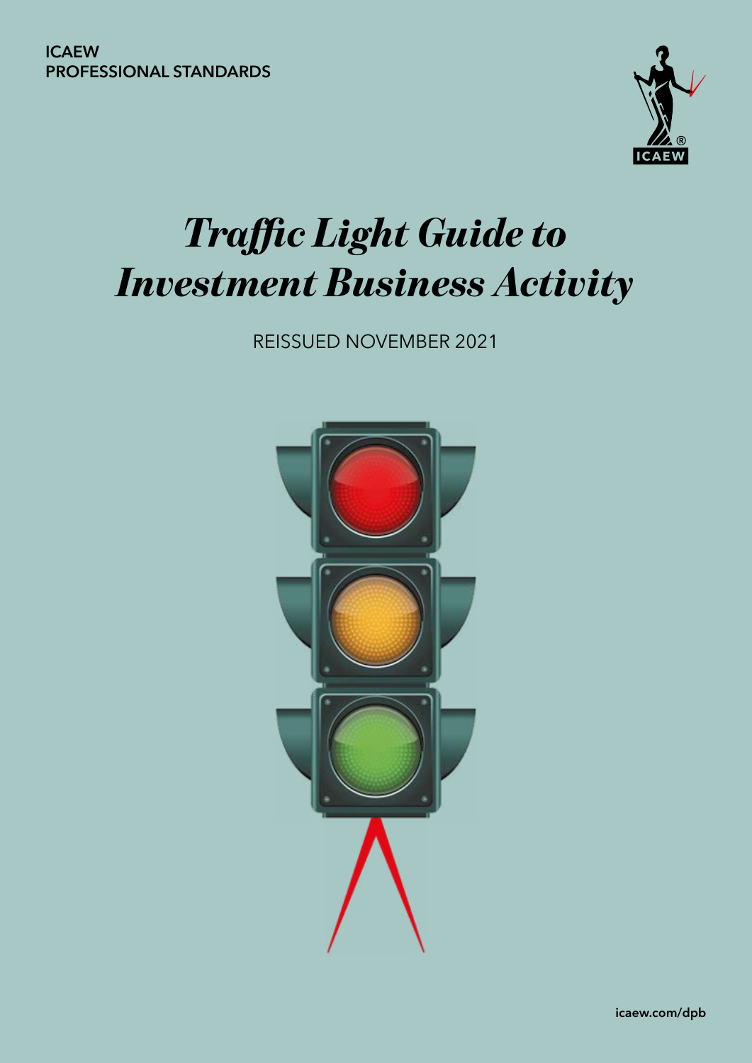ICAEW
PROFESSIONAL STANDARDS

# *Traffic Light Guide to Investment Business Activity*

REISSUED NOVEMBER 2021

icaew.com/dpb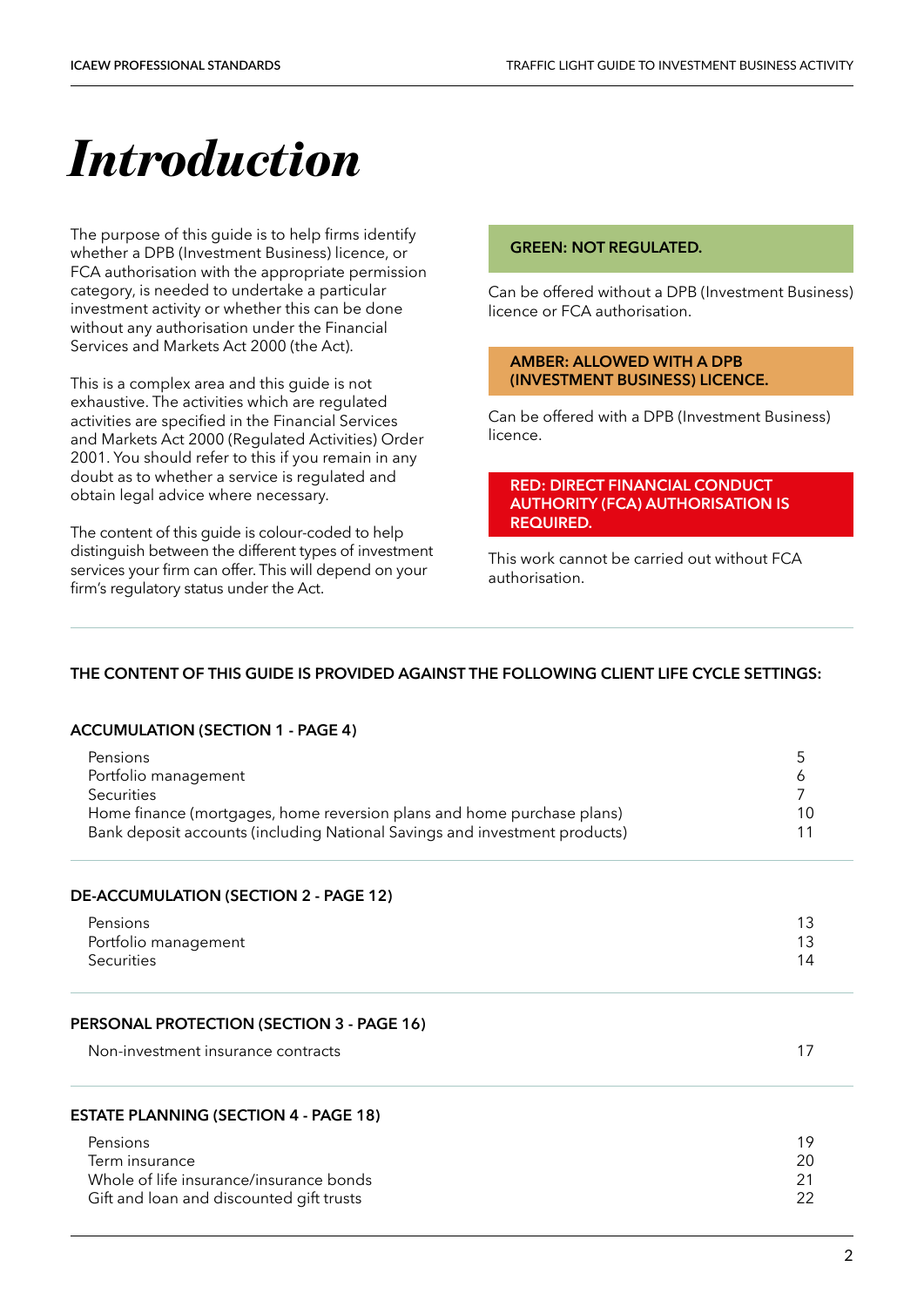# Introduction

The purpose of this guide is to help firms identify whether a DPB (Investment Business) licence, or FCA authorisation with the appropriate permission category, is needed to undertake a particular investment activity or whether this can be done without any authorisation under the Financial Services and Markets Act 2000 (the Act).

This is a complex area and this guide is not exhaustive. The activities which are regulated activities are specified in the Financial Services and Markets Act 2000 (Regulated Activities) Order 2001. You should refer to this if you remain in any doubt as to whether a service is regulated and obtain legal advice where necessary.

The content of this guide is colour-coded to help distinguish between the different types of investment services your firm can offer. This will depend on your firm's regulatory status under the Act.

**GREEN: NOT REGULATED.**

Can be offered without a DPB (Investment Business) licence or FCA authorisation.

**AMBER: ALLOWED WITH A DPB (INVESTMENT BUSINESS) LICENCE.**

Can be offered with a DPB (Investment Business) licence.

**RED: DIRECT FINANCIAL CONDUCT AUTHORITY (FCA) AUTHORISATION IS REQUIRED.**

This work cannot be carried out without FCA authorisation.

**THE CONTENT OF THIS GUIDE IS PROVIDED AGAINST THE FOLLOWING CLIENT LIFE CYCLE SETTINGS:**

**ACCUMULATION (SECTION 1 - PAGE 4)**

| | |
|---|---|
| Pensions | 5 |
| Portfolio management | 6 |
| Securities | 7 |
| Home finance (mortgages, home reversion plans and home purchase plans) | 10 |
| Bank deposit accounts (including National Savings and investment products) | 11 |

**DE-ACCUMULATION (SECTION 2 - PAGE 12)**

| | |
|---|---|
| Pensions | 13 |
| Portfolio management | 13 |
| Securities | 14 |

**PERSONAL PROTECTION (SECTION 3 - PAGE 16)**

| | |
|---|---|
| Non-investment insurance contracts | 17 |

**ESTATE PLANNING (SECTION 4 - PAGE 18)**

| | |
|---|---|
| Pensions | 19 |
| Term insurance | 20 |
| Whole of life insurance/insurance bonds | 21 |
| Gift and loan and discounted gift trusts | 22 |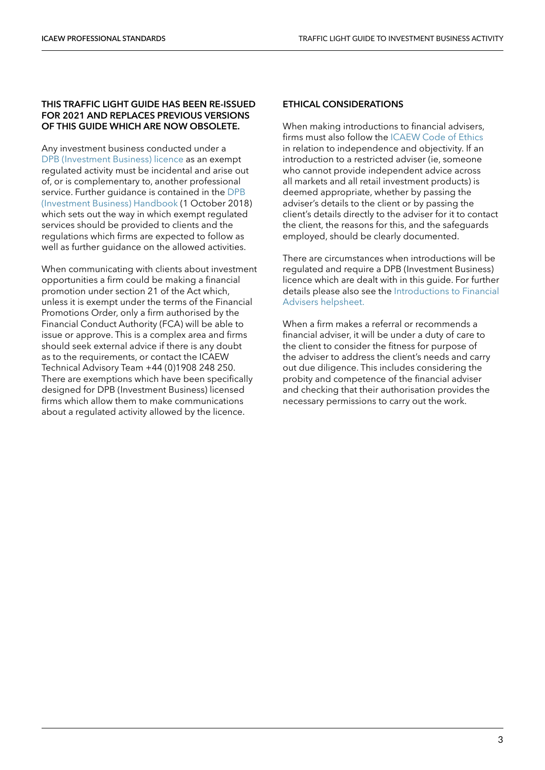**THIS TRAFFIC LIGHT GUIDE HAS BEEN RE-ISSUED FOR 2021 AND REPLACES PREVIOUS VERSIONS OF THIS GUIDE WHICH ARE NOW OBSOLETE.**

Any investment business conducted under a DPB (Investment Business) licence as an exempt regulated activity must be incidental and arise out of, or is complementary to, another professional service. Further guidance is contained in the DPB (Investment Business) Handbook (1 October 2018) which sets out the way in which exempt regulated services should be provided to clients and the regulations which firms are expected to follow as well as further guidance on the allowed activities.

When communicating with clients about investment opportunities a firm could be making a financial promotion under section 21 of the Act which, unless it is exempt under the terms of the Financial Promotions Order, only a firm authorised by the Financial Conduct Authority (FCA) will be able to issue or approve. This is a complex area and firms should seek external advice if there is any doubt as to the requirements, or contact the ICAEW Technical Advisory Team +44 (0)1908 248 250. There are exemptions which have been specifically designed for DPB (Investment Business) licensed firms which allow them to make communications about a regulated activity allowed by the licence.

## ETHICAL CONSIDERATIONS

When making introductions to financial advisers, firms must also follow the ICAEW Code of Ethics in relation to independence and objectivity. If an introduction to a restricted adviser (ie, someone who cannot provide independent advice across all markets and all retail investment products) is deemed appropriate, whether by passing the adviser's details to the client or by passing the client's details directly to the adviser for it to contact the client, the reasons for this, and the safeguards employed, should be clearly documented.

There are circumstances when introductions will be regulated and require a DPB (Investment Business) licence which are dealt with in this guide. For further details please also see the Introductions to Financial Advisers helpsheet.

When a firm makes a referral or recommends a financial adviser, it will be under a duty of care to the client to consider the fitness for purpose of the adviser to address the client's needs and carry out due diligence. This includes considering the probity and competence of the financial adviser and checking that their authorisation provides the necessary permissions to carry out the work.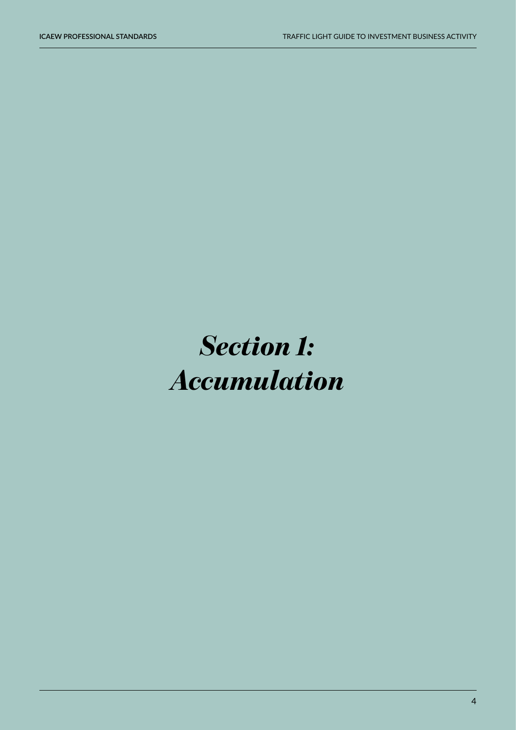# *Section 1: Accumulation*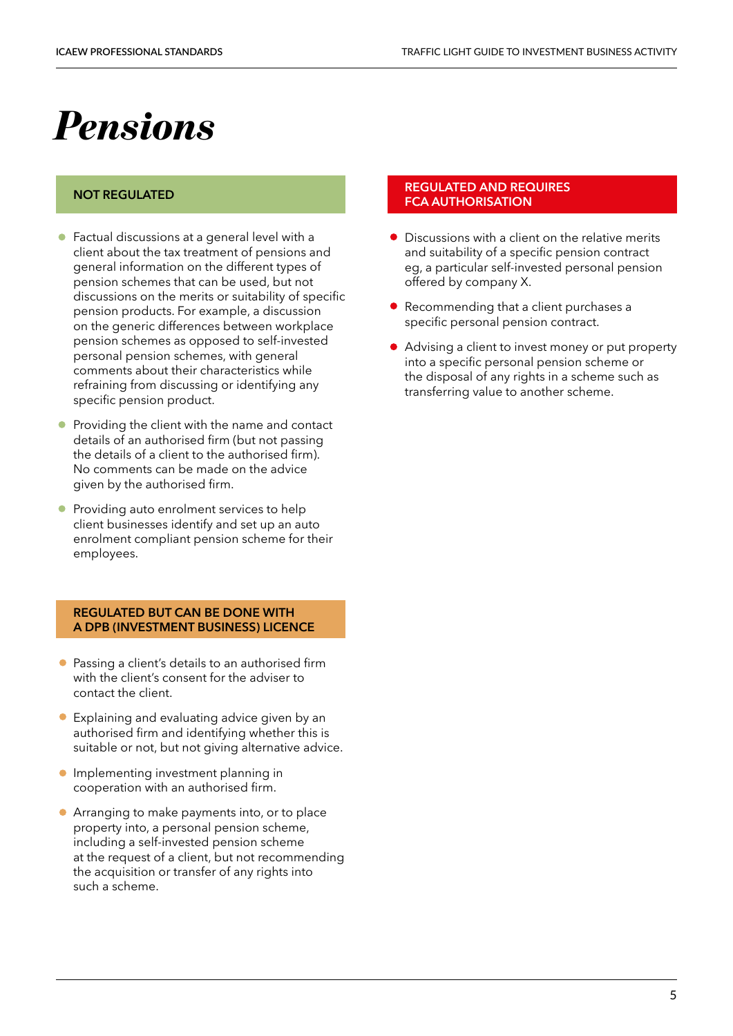# Pensions

## NOT REGULATED

- Factual discussions at a general level with a client about the tax treatment of pensions and general information on the different types of pension schemes that can be used, but not discussions on the merits or suitability of specific pension products. For example, a discussion on the generic differences between workplace pension schemes as opposed to self-invested personal pension schemes, with general comments about their characteristics while refraining from discussing or identifying any specific pension product.
- Providing the client with the name and contact details of an authorised firm (but not passing the details of a client to the authorised firm). No comments can be made on the advice given by the authorised firm.
- Providing auto enrolment services to help client businesses identify and set up an auto enrolment compliant pension scheme for their employees.

## REGULATED BUT CAN BE DONE WITH A DPB (INVESTMENT BUSINESS) LICENCE

- Passing a client's details to an authorised firm with the client's consent for the adviser to contact the client.
- Explaining and evaluating advice given by an authorised firm and identifying whether this is suitable or not, but not giving alternative advice.
- Implementing investment planning in cooperation with an authorised firm.
- Arranging to make payments into, or to place property into, a personal pension scheme, including a self-invested pension scheme at the request of a client, but not recommending the acquisition or transfer of any rights into such a scheme.

## REGULATED AND REQUIRES FCA AUTHORISATION

- Discussions with a client on the relative merits and suitability of a specific pension contract eg, a particular self-invested personal pension offered by company X.
- Recommending that a client purchases a specific personal pension contract.
- Advising a client to invest money or put property into a specific personal pension scheme or the disposal of any rights in a scheme such as transferring value to another scheme.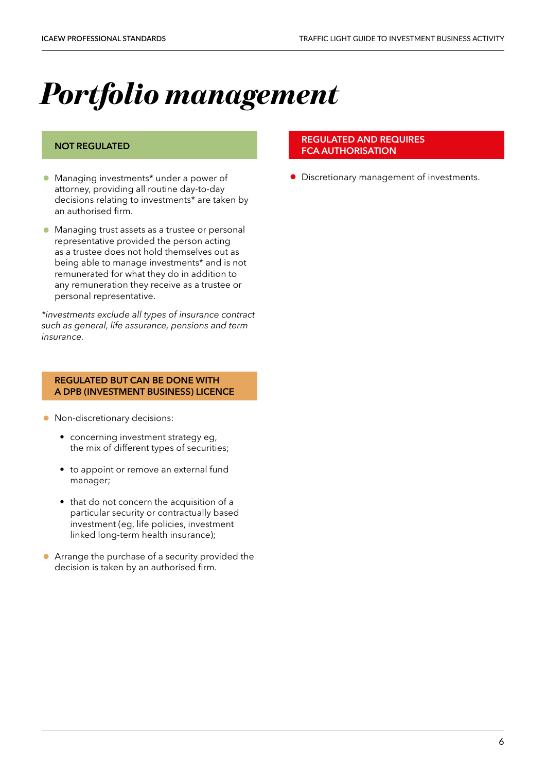# *Portfolio management*

## NOT REGULATED

- Managing investments* under a power of attorney, providing all routine day-to-day decisions relating to investments* are taken by an authorised firm.
- Managing trust assets as a trustee or personal representative provided the person acting as a trustee does not hold themselves out as being able to manage investments* and is not remunerated for what they do in addition to any remuneration they receive as a trustee or personal representative.

**investments exclude all types of insurance contract such as general, life assurance, pensions and term insurance.*

## REGULATED BUT CAN BE DONE WITH A DPB (INVESTMENT BUSINESS) LICENCE

- Non-discretionary decisions:
  - concerning investment strategy eg, the mix of different types of securities;
  - to appoint or remove an external fund manager;
  - that do not concern the acquisition of a particular security or contractually based investment (eg, life policies, investment linked long-term health insurance);
- Arrange the purchase of a security provided the decision is taken by an authorised firm.

## REGULATED AND REQUIRES FCA AUTHORISATION

- Discretionary management of investments.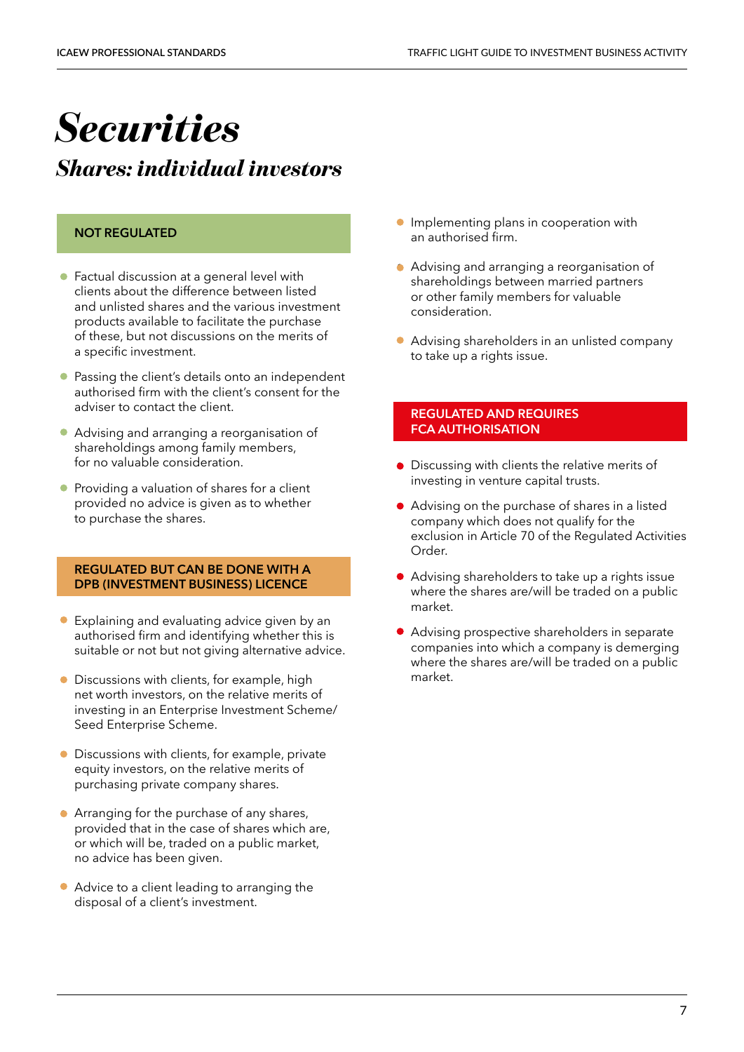# *Securities*

## *Shares: individual investors*

### NOT REGULATED

- Factual discussion at a general level with clients about the difference between listed and unlisted shares and the various investment products available to facilitate the purchase of these, but not discussions on the merits of a specific investment.
- Passing the client's details onto an independent authorised firm with the client's consent for the adviser to contact the client.
- Advising and arranging a reorganisation of shareholdings among family members, for no valuable consideration.
- Providing a valuation of shares for a client provided no advice is given as to whether to purchase the shares.

### REGULATED BUT CAN BE DONE WITH A DPB (INVESTMENT BUSINESS) LICENCE

- Explaining and evaluating advice given by an authorised firm and identifying whether this is suitable or not but not giving alternative advice.
- Discussions with clients, for example, high net worth investors, on the relative merits of investing in an Enterprise Investment Scheme/ Seed Enterprise Scheme.
- Discussions with clients, for example, private equity investors, on the relative merits of purchasing private company shares.
- Arranging for the purchase of any shares, provided that in the case of shares which are, or which will be, traded on a public market, no advice has been given.
- Advice to a client leading to arranging the disposal of a client's investment.
- Implementing plans in cooperation with an authorised firm.
- Advising and arranging a reorganisation of shareholdings between married partners or other family members for valuable consideration.
- Advising shareholders in an unlisted company to take up a rights issue.

### REGULATED AND REQUIRES FCA AUTHORISATION

- Discussing with clients the relative merits of investing in venture capital trusts.
- Advising on the purchase of shares in a listed company which does not qualify for the exclusion in Article 70 of the Regulated Activities Order.
- Advising shareholders to take up a rights issue where the shares are/will be traded on a public market.
- Advising prospective shareholders in separate companies into which a company is demerging where the shares are/will be traded on a public market.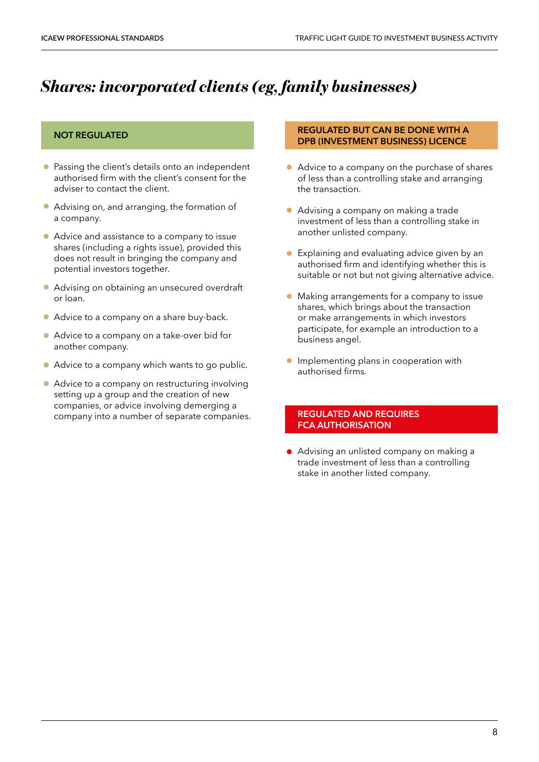# *Shares: incorporated clients (eg, family businesses)*

## NOT REGULATED

- Passing the client's details onto an independent authorised firm with the client's consent for the adviser to contact the client.
- Advising on, and arranging, the formation of a company.
- Advice and assistance to a company to issue shares (including a rights issue), provided this does not result in bringing the company and potential investors together.
- Advising on obtaining an unsecured overdraft or loan.
- Advice to a company on a share buy-back.
- Advice to a company on a take-over bid for another company.
- Advice to a company which wants to go public.
- Advice to a company on restructuring involving setting up a group and the creation of new companies, or advice involving demerging a company into a number of separate companies.

## REGULATED BUT CAN BE DONE WITH A DPB (INVESTMENT BUSINESS) LICENCE

- Advice to a company on the purchase of shares of less than a controlling stake and arranging the transaction.
- Advising a company on making a trade investment of less than a controlling stake in another unlisted company.
- Explaining and evaluating advice given by an authorised firm and identifying whether this is suitable or not but not giving alternative advice.
- Making arrangements for a company to issue shares, which brings about the transaction or make arrangements in which investors participate, for example an introduction to a business angel.
- Implementing plans in cooperation with authorised firms.

## REGULATED AND REQUIRES FCA AUTHORISATION

- Advising an unlisted company on making a trade investment of less than a controlling stake in another listed company.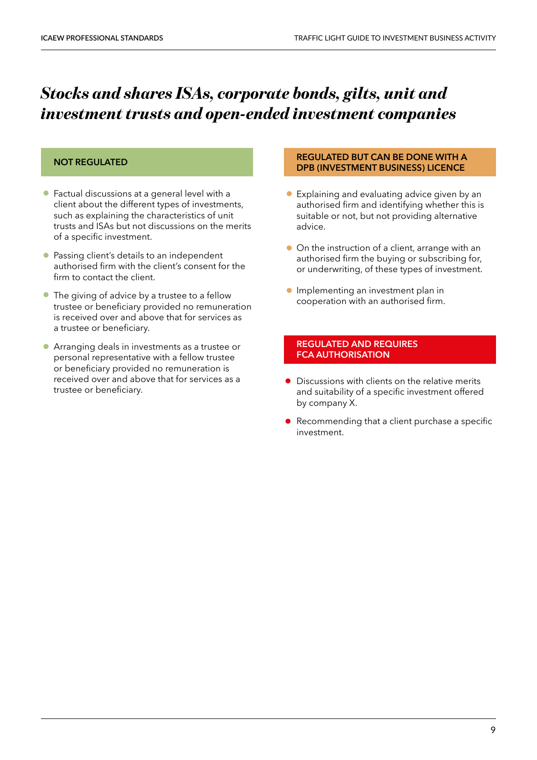# *Stocks and shares ISAs, corporate bonds, gilts, unit and investment trusts and open-ended investment companies*

## NOT REGULATED

- Factual discussions at a general level with a client about the different types of investments, such as explaining the characteristics of unit trusts and ISAs but not discussions on the merits of a specific investment.
- Passing client's details to an independent authorised firm with the client's consent for the firm to contact the client.
- The giving of advice by a trustee to a fellow trustee or beneficiary provided no remuneration is received over and above that for services as a trustee or beneficiary.
- Arranging deals in investments as a trustee or personal representative with a fellow trustee or beneficiary provided no remuneration is received over and above that for services as a trustee or beneficiary.

## REGULATED BUT CAN BE DONE WITH A DPB (INVESTMENT BUSINESS) LICENCE

- Explaining and evaluating advice given by an authorised firm and identifying whether this is suitable or not, but not providing alternative advice.
- On the instruction of a client, arrange with an authorised firm the buying or subscribing for, or underwriting, of these types of investment.
- Implementing an investment plan in cooperation with an authorised firm.

## REGULATED AND REQUIRES FCA AUTHORISATION

- Discussions with clients on the relative merits and suitability of a specific investment offered by company X.
- Recommending that a client purchase a specific investment.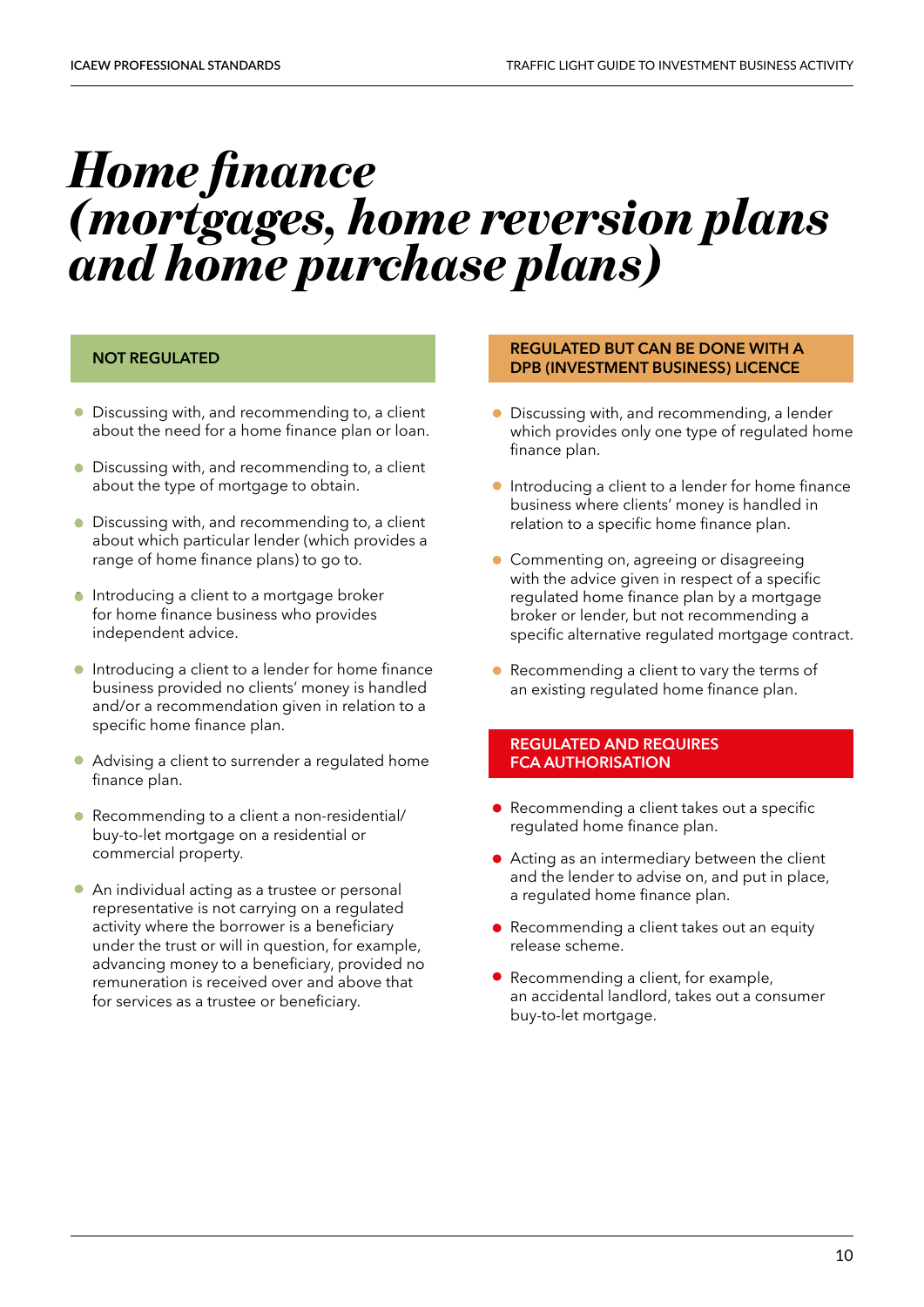# *Home finance (mortgages, home reversion plans and home purchase plans)*

## NOT REGULATED

- Discussing with, and recommending to, a client about the need for a home finance plan or loan.
- Discussing with, and recommending to, a client about the type of mortgage to obtain.
- Discussing with, and recommending to, a client about which particular lender (which provides a range of home finance plans) to go to.
- Introducing a client to a mortgage broker for home finance business who provides independent advice.
- Introducing a client to a lender for home finance business provided no clients' money is handled and/or a recommendation given in relation to a specific home finance plan.
- Advising a client to surrender a regulated home finance plan.
- Recommending to a client a non-residential/ buy-to-let mortgage on a residential or commercial property.
- An individual acting as a trustee or personal representative is not carrying on a regulated activity where the borrower is a beneficiary under the trust or will in question, for example, advancing money to a beneficiary, provided no remuneration is received over and above that for services as a trustee or beneficiary.

## REGULATED BUT CAN BE DONE WITH A DPB (INVESTMENT BUSINESS) LICENCE

- Discussing with, and recommending, a lender which provides only one type of regulated home finance plan.
- Introducing a client to a lender for home finance business where clients' money is handled in relation to a specific home finance plan.
- Commenting on, agreeing or disagreeing with the advice given in respect of a specific regulated home finance plan by a mortgage broker or lender, but not recommending a specific alternative regulated mortgage contract.
- Recommending a client to vary the terms of an existing regulated home finance plan.

## REGULATED AND REQUIRES FCA AUTHORISATION

- Recommending a client takes out a specific regulated home finance plan.
- Acting as an intermediary between the client and the lender to advise on, and put in place, a regulated home finance plan.
- Recommending a client takes out an equity release scheme.
- Recommending a client, for example, an accidental landlord, takes out a consumer buy-to-let mortgage.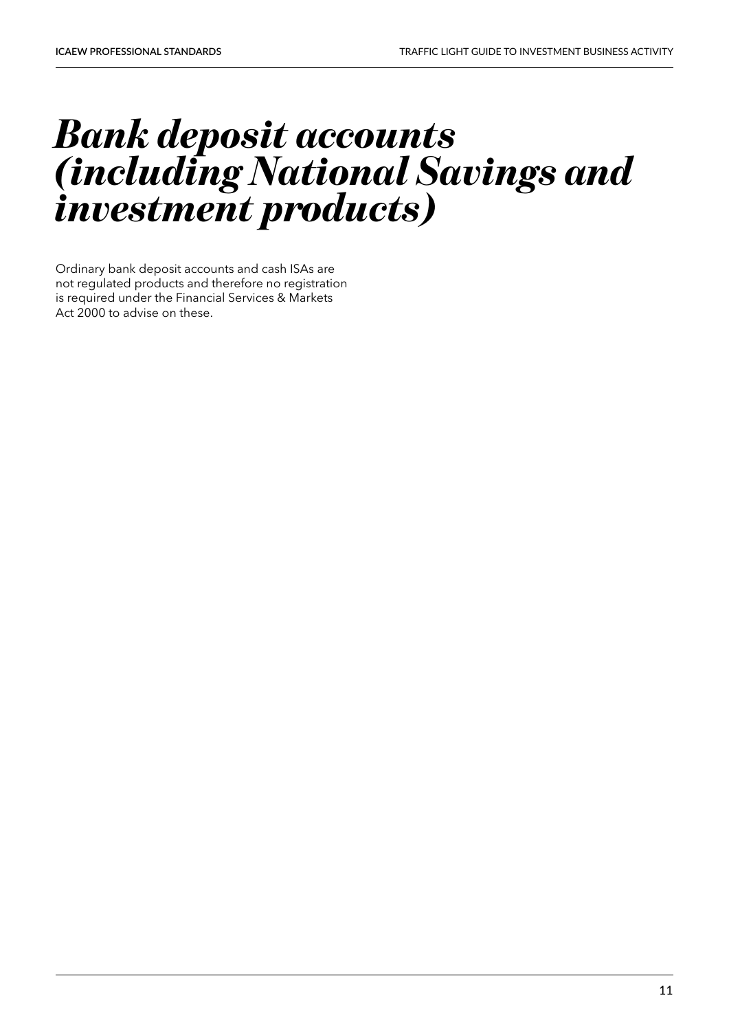# *Bank deposit accounts (including National Savings and investment products)*

Ordinary bank deposit accounts and cash ISAs are not regulated products and therefore no registration is required under the Financial Services & Markets Act 2000 to advise on these.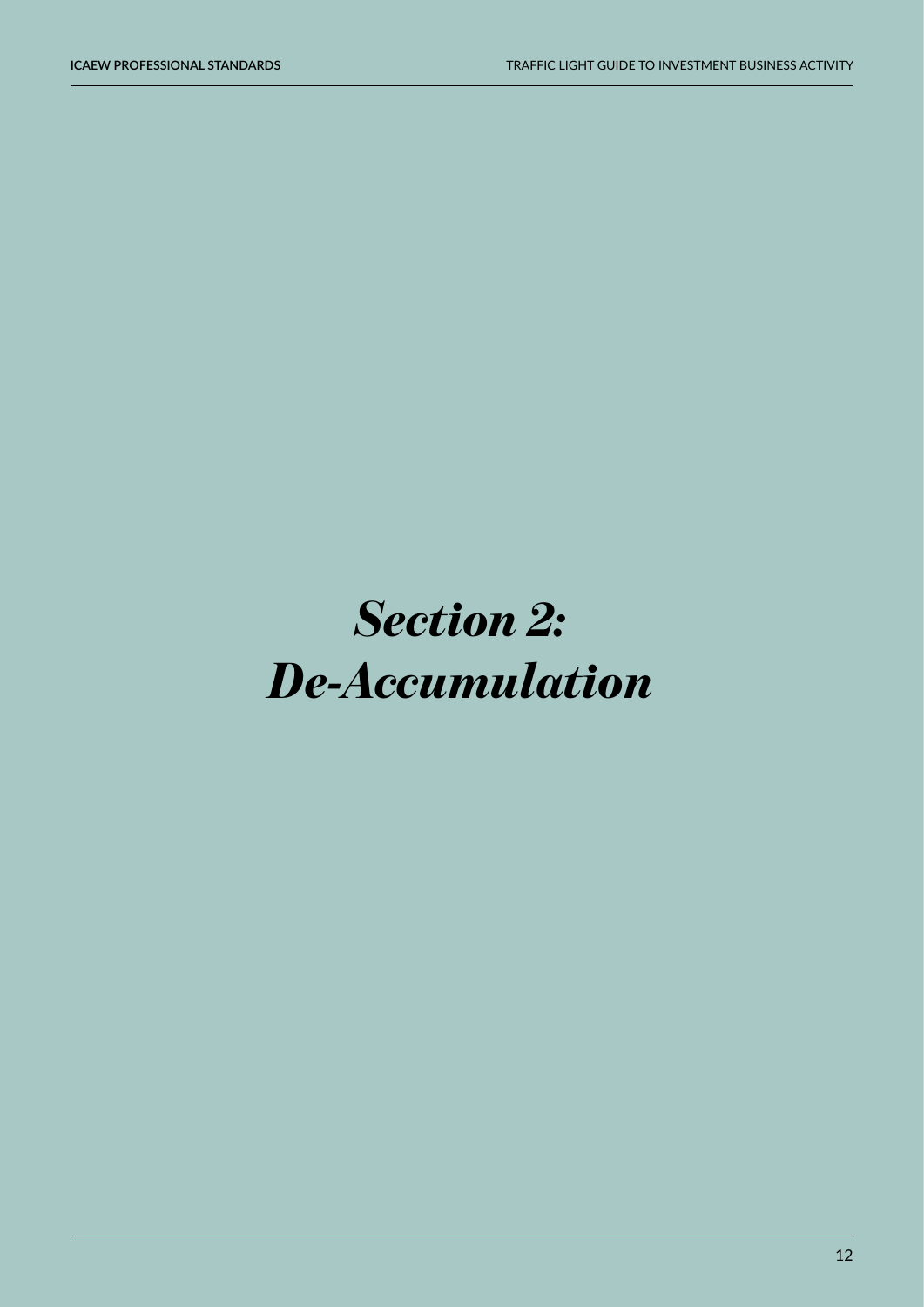# *Section 2: De-Accumulation*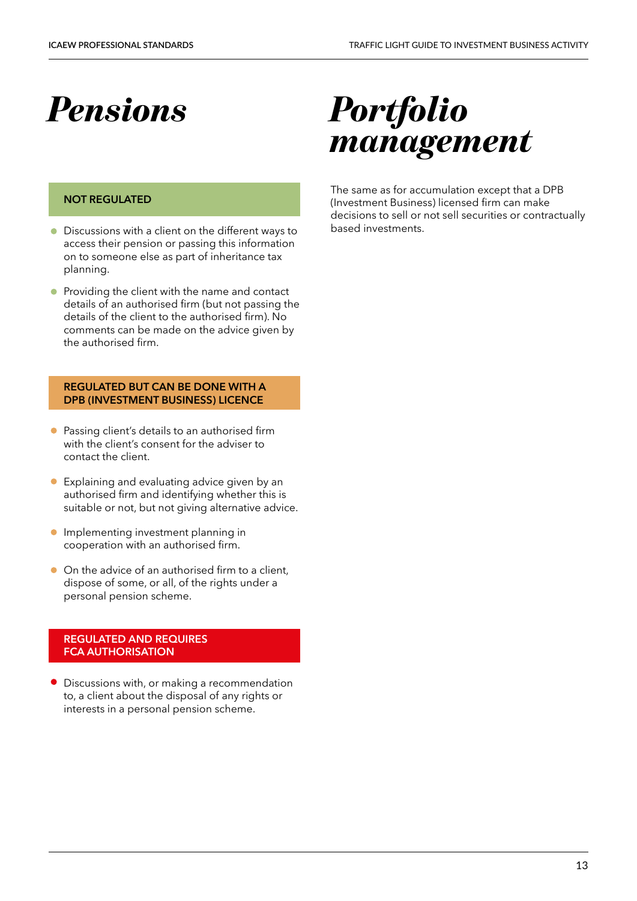# *Pensions*

### NOT REGULATED

- Discussions with a client on the different ways to access their pension or passing this information on to someone else as part of inheritance tax planning.
- Providing the client with the name and contact details of an authorised firm (but not passing the details of the client to the authorised firm). No comments can be made on the advice given by the authorised firm.

### REGULATED BUT CAN BE DONE WITH A DPB (INVESTMENT BUSINESS) LICENCE

- Passing client's details to an authorised firm with the client's consent for the adviser to contact the client.
- Explaining and evaluating advice given by an authorised firm and identifying whether this is suitable or not, but not giving alternative advice.
- Implementing investment planning in cooperation with an authorised firm.
- On the advice of an authorised firm to a client, dispose of some, or all, of the rights under a personal pension scheme.

### REGULATED AND REQUIRES FCA AUTHORISATION

- Discussions with, or making a recommendation to, a client about the disposal of any rights or interests in a personal pension scheme.

# *Portfolio management*

The same as for accumulation except that a DPB (Investment Business) licensed firm can make decisions to sell or not sell securities or contractually based investments.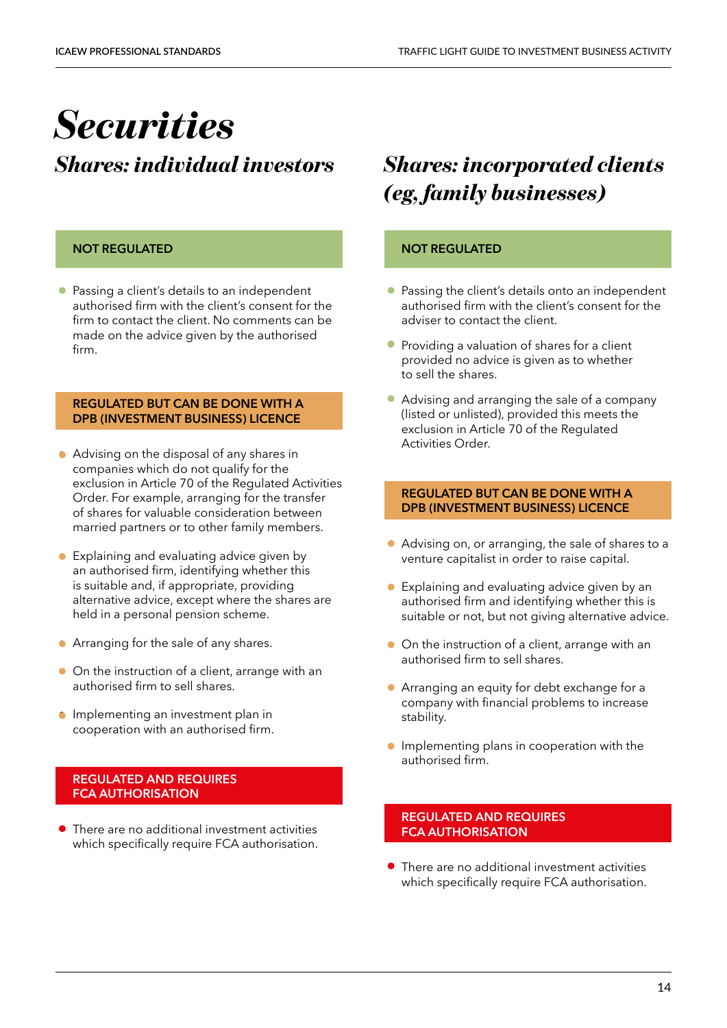# *Securities*

## *Shares: individual investors*

### NOT REGULATED

- Passing a client's details to an independent authorised firm with the client's consent for the firm to contact the client. No comments can be made on the advice given by the authorised firm.

### REGULATED BUT CAN BE DONE WITH A DPB (INVESTMENT BUSINESS) LICENCE

- Advising on the disposal of any shares in companies which do not qualify for the exclusion in Article 70 of the Regulated Activities Order. For example, arranging for the transfer of shares for valuable consideration between married partners or to other family members.
- Explaining and evaluating advice given by an authorised firm, identifying whether this is suitable and, if appropriate, providing alternative advice, except where the shares are held in a personal pension scheme.
- Arranging for the sale of any shares.
- On the instruction of a client, arrange with an authorised firm to sell shares.
- Implementing an investment plan in cooperation with an authorised firm.

### REGULATED AND REQUIRES FCA AUTHORISATION

- There are no additional investment activities which specifically require FCA authorisation.

## *Shares: incorporated clients (eg, family businesses)*

### NOT REGULATED

- Passing the client's details onto an independent authorised firm with the client's consent for the adviser to contact the client.
- Providing a valuation of shares for a client provided no advice is given as to whether to sell the shares.
- Advising and arranging the sale of a company (listed or unlisted), provided this meets the exclusion in Article 70 of the Regulated Activities Order.

### REGULATED BUT CAN BE DONE WITH A DPB (INVESTMENT BUSINESS) LICENCE

- Advising on, or arranging, the sale of shares to a venture capitalist in order to raise capital.
- Explaining and evaluating advice given by an authorised firm and identifying whether this is suitable or not, but not giving alternative advice.
- On the instruction of a client, arrange with an authorised firm to sell shares.
- Arranging an equity for debt exchange for a company with financial problems to increase stability.
- Implementing plans in cooperation with the authorised firm.

### REGULATED AND REQUIRES FCA AUTHORISATION

- There are no additional investment activities which specifically require FCA authorisation.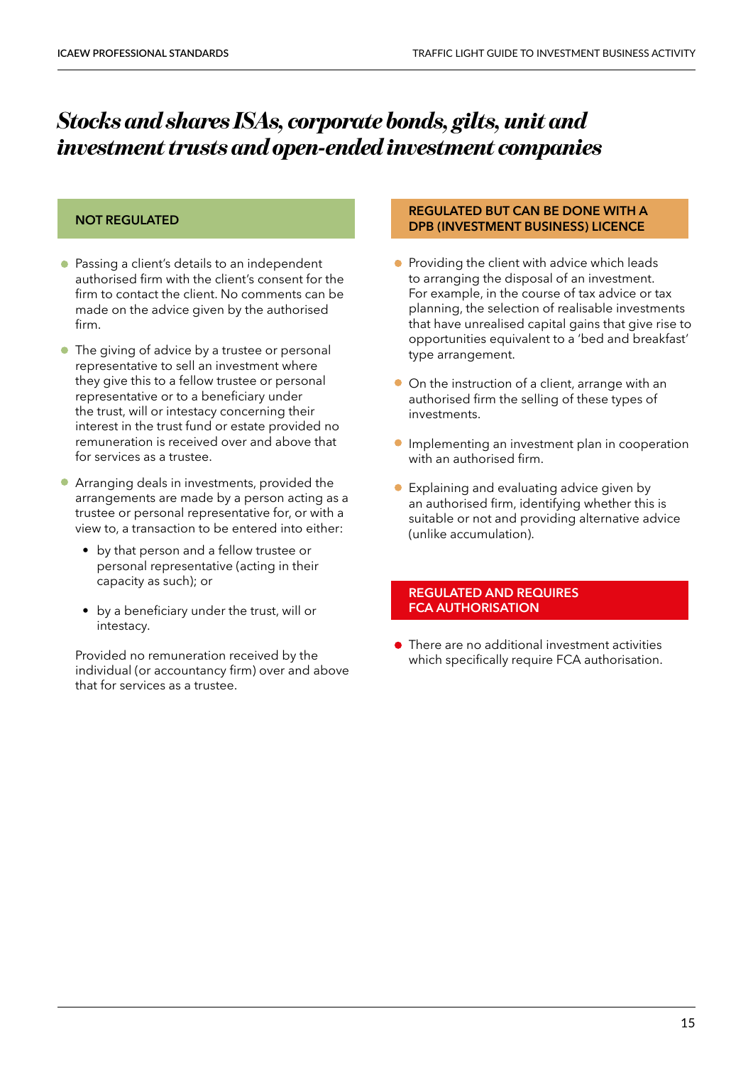# *Stocks and shares ISAs, corporate bonds, gilts, unit and investment trusts and open-ended investment companies*

## NOT REGULATED

- Passing a client's details to an independent authorised firm with the client's consent for the firm to contact the client. No comments can be made on the advice given by the authorised firm.
- The giving of advice by a trustee or personal representative to sell an investment where they give this to a fellow trustee or personal representative or to a beneficiary under the trust, will or intestacy concerning their interest in the trust fund or estate provided no remuneration is received over and above that for services as a trustee.
- Arranging deals in investments, provided the arrangements are made by a person acting as a trustee or personal representative for, or with a view to, a transaction to be entered into either:
  - by that person and a fellow trustee or personal representative (acting in their capacity as such); or
  - by a beneficiary under the trust, will or intestacy.

  Provided no remuneration received by the individual (or accountancy firm) over and above that for services as a trustee.

## REGULATED BUT CAN BE DONE WITH A DPB (INVESTMENT BUSINESS) LICENCE

- Providing the client with advice which leads to arranging the disposal of an investment. For example, in the course of tax advice or tax planning, the selection of realisable investments that have unrealised capital gains that give rise to opportunities equivalent to a 'bed and breakfast' type arrangement.
- On the instruction of a client, arrange with an authorised firm the selling of these types of investments.
- Implementing an investment plan in cooperation with an authorised firm.
- Explaining and evaluating advice given by an authorised firm, identifying whether this is suitable or not and providing alternative advice (unlike accumulation).

## REGULATED AND REQUIRES FCA AUTHORISATION

- There are no additional investment activities which specifically require FCA authorisation.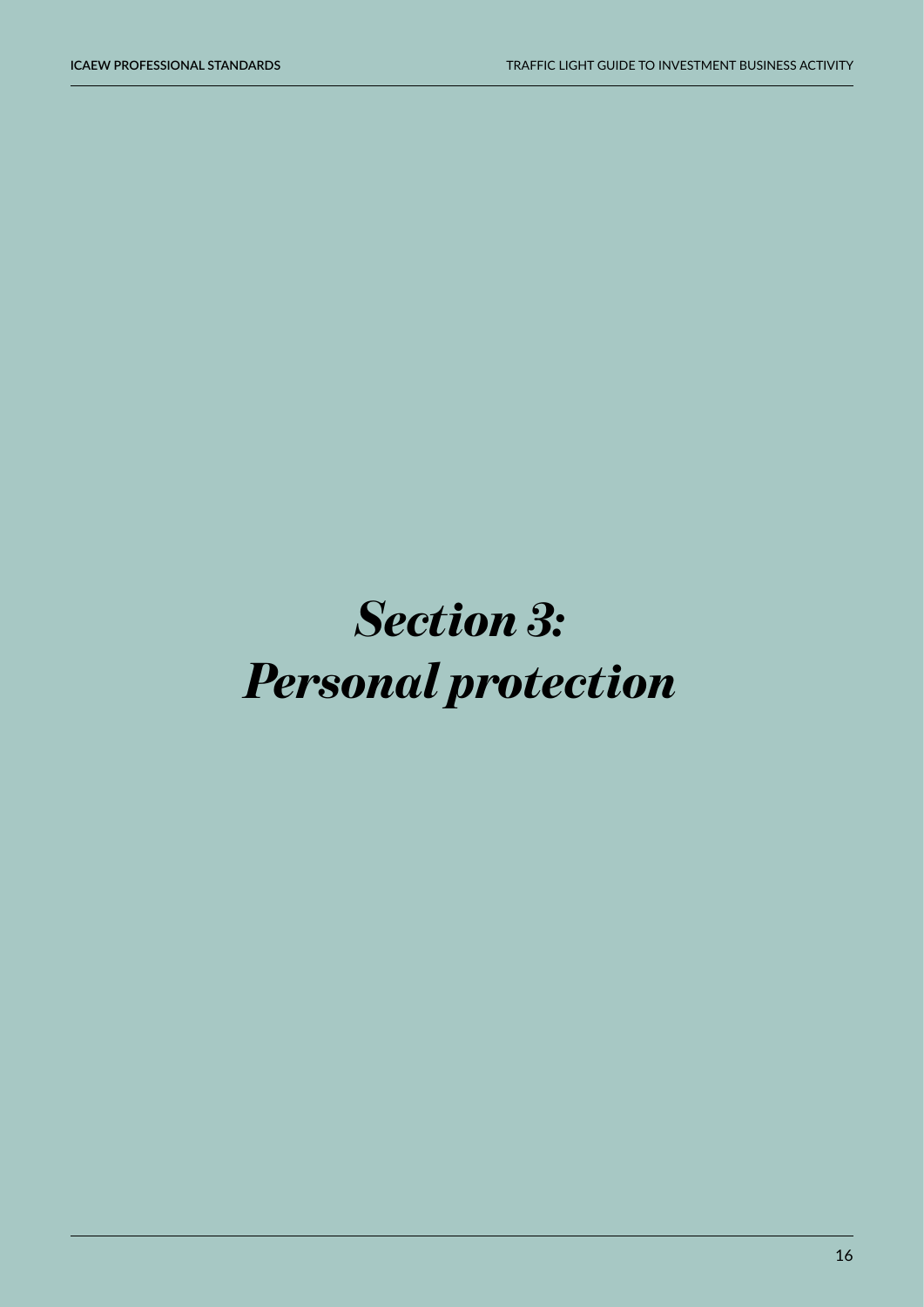# *Section 3: Personal protection*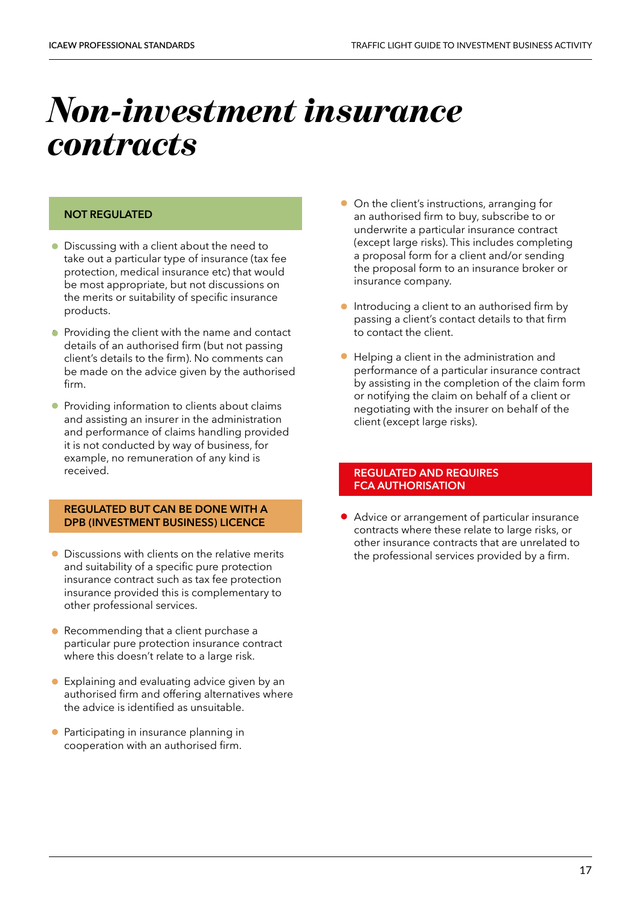# Non-investment insurance contracts

## NOT REGULATED

- Discussing with a client about the need to take out a particular type of insurance (tax fee protection, medical insurance etc) that would be most appropriate, but not discussions on the merits or suitability of specific insurance products.
- Providing the client with the name and contact details of an authorised firm (but not passing client's details to the firm). No comments can be made on the advice given by the authorised firm.
- Providing information to clients about claims and assisting an insurer in the administration and performance of claims handling provided it is not conducted by way of business, for example, no remuneration of any kind is received.

## REGULATED BUT CAN BE DONE WITH A DPB (INVESTMENT BUSINESS) LICENCE

- Discussions with clients on the relative merits and suitability of a specific pure protection insurance contract such as tax fee protection insurance provided this is complementary to other professional services.
- Recommending that a client purchase a particular pure protection insurance contract where this doesn't relate to a large risk.
- Explaining and evaluating advice given by an authorised firm and offering alternatives where the advice is identified as unsuitable.
- Participating in insurance planning in cooperation with an authorised firm.
- On the client's instructions, arranging for an authorised firm to buy, subscribe to or underwrite a particular insurance contract (except large risks). This includes completing a proposal form for a client and/or sending the proposal form to an insurance broker or insurance company.
- Introducing a client to an authorised firm by passing a client's contact details to that firm to contact the client.
- Helping a client in the administration and performance of a particular insurance contract by assisting in the completion of the claim form or notifying the claim on behalf of a client or negotiating with the insurer on behalf of the client (except large risks).

## REGULATED AND REQUIRES FCA AUTHORISATION

- Advice or arrangement of particular insurance contracts where these relate to large risks, or other insurance contracts that are unrelated to the professional services provided by a firm.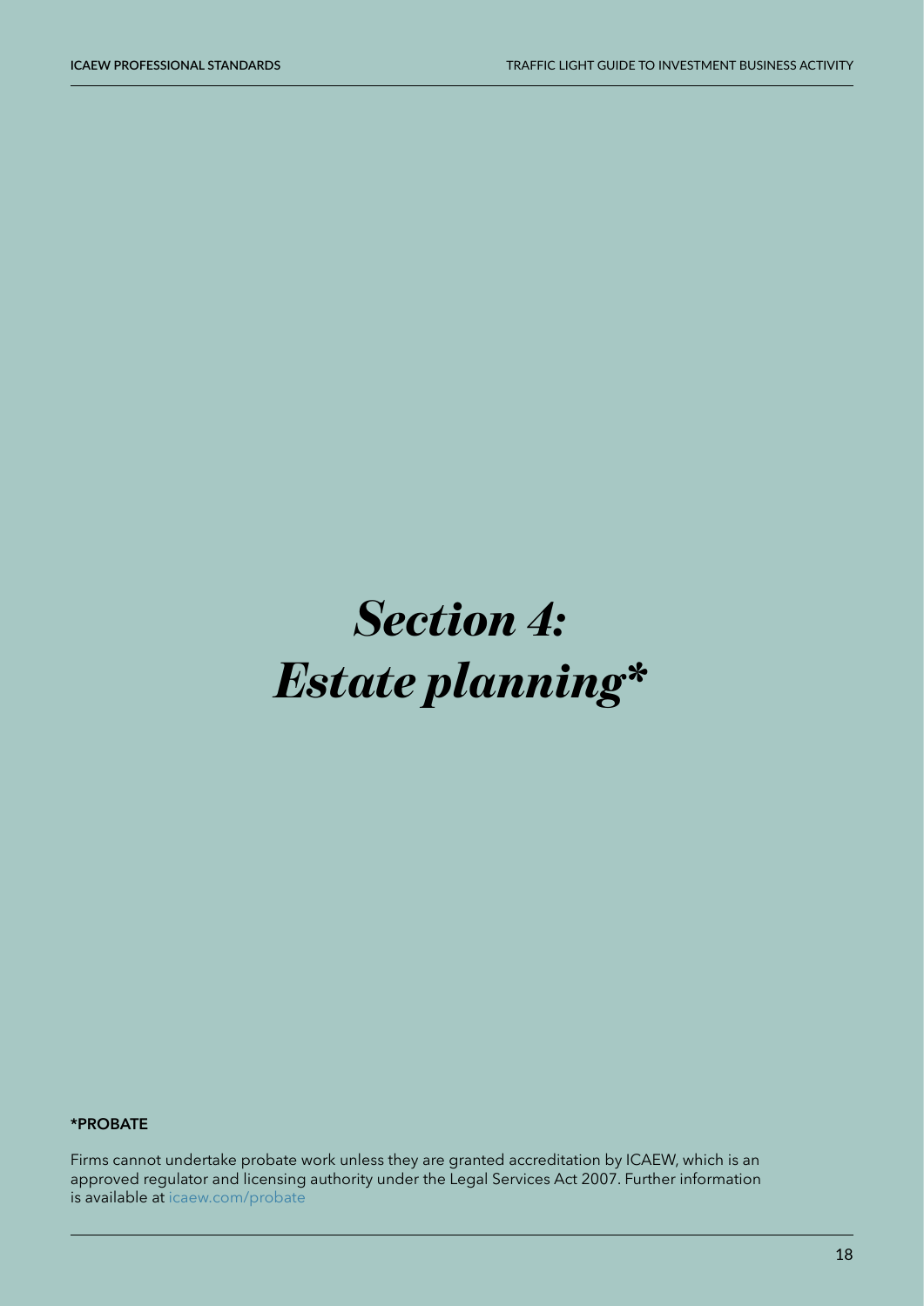# *Section 4: Estate planning**

**\*PROBATE**

Firms cannot undertake probate work unless they are granted accreditation by ICAEW, which is an approved regulator and licensing authority under the Legal Services Act 2007. Further information is available at icaew.com/probate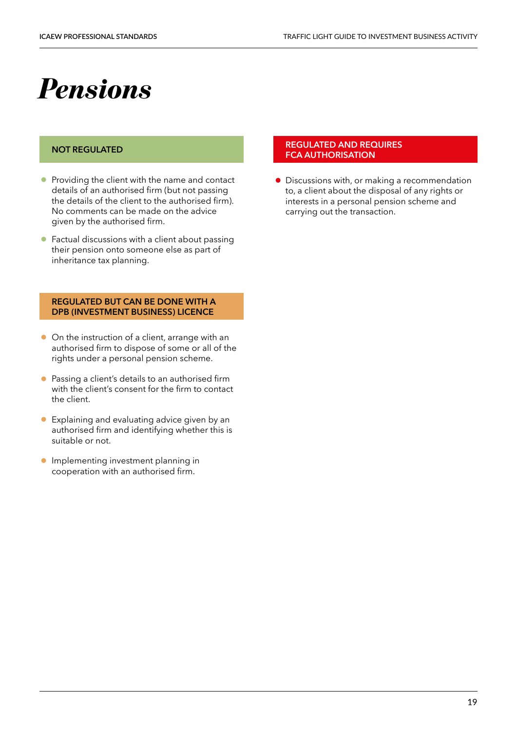# Pensions

## NOT REGULATED

- Providing the client with the name and contact details of an authorised firm (but not passing the details of the client to the authorised firm). No comments can be made on the advice given by the authorised firm.
- Factual discussions with a client about passing their pension onto someone else as part of inheritance tax planning.

## REGULATED BUT CAN BE DONE WITH A DPB (INVESTMENT BUSINESS) LICENCE

- On the instruction of a client, arrange with an authorised firm to dispose of some or all of the rights under a personal pension scheme.
- Passing a client's details to an authorised firm with the client's consent for the firm to contact the client.
- Explaining and evaluating advice given by an authorised firm and identifying whether this is suitable or not.
- Implementing investment planning in cooperation with an authorised firm.

## REGULATED AND REQUIRES FCA AUTHORISATION

- Discussions with, or making a recommendation to, a client about the disposal of any rights or interests in a personal pension scheme and carrying out the transaction.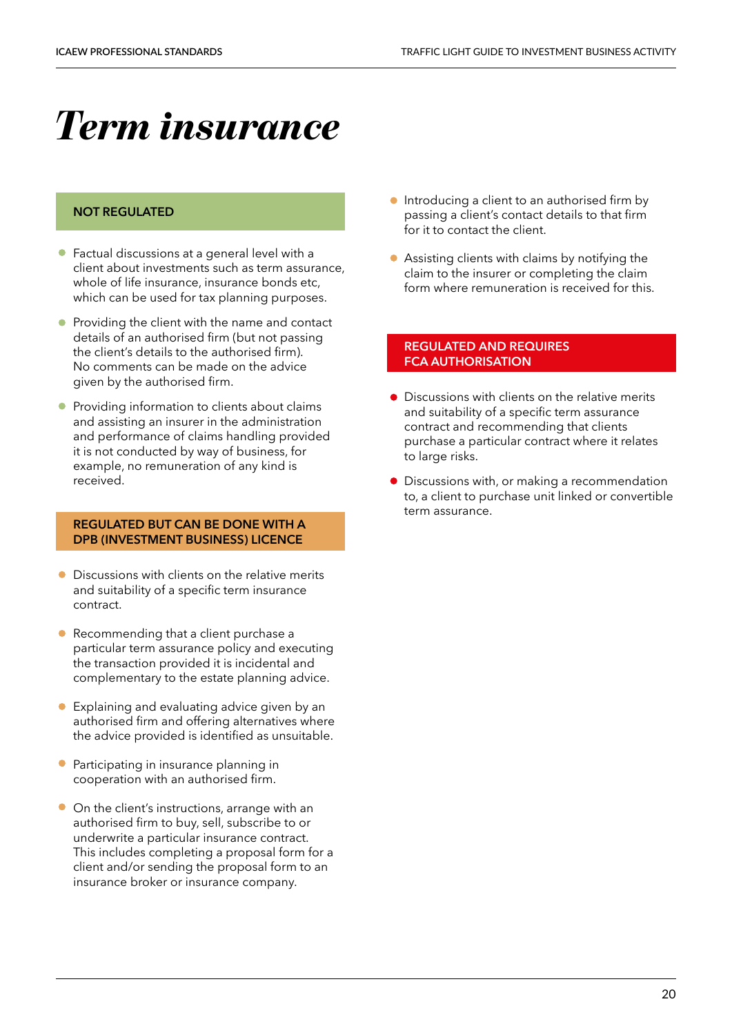# *Term insurance*

## NOT REGULATED

- Factual discussions at a general level with a client about investments such as term assurance, whole of life insurance, insurance bonds etc, which can be used for tax planning purposes.
- Providing the client with the name and contact details of an authorised firm (but not passing the client's details to the authorised firm). No comments can be made on the advice given by the authorised firm.
- Providing information to clients about claims and assisting an insurer in the administration and performance of claims handling provided it is not conducted by way of business, for example, no remuneration of any kind is received.

## REGULATED BUT CAN BE DONE WITH A DPB (INVESTMENT BUSINESS) LICENCE

- Discussions with clients on the relative merits and suitability of a specific term insurance contract.
- Recommending that a client purchase a particular term assurance policy and executing the transaction provided it is incidental and complementary to the estate planning advice.
- Explaining and evaluating advice given by an authorised firm and offering alternatives where the advice provided is identified as unsuitable.
- Participating in insurance planning in cooperation with an authorised firm.
- On the client's instructions, arrange with an authorised firm to buy, sell, subscribe to or underwrite a particular insurance contract. This includes completing a proposal form for a client and/or sending the proposal form to an insurance broker or insurance company.
- Introducing a client to an authorised firm by passing a client's contact details to that firm for it to contact the client.
- Assisting clients with claims by notifying the claim to the insurer or completing the claim form where remuneration is received for this.

## REGULATED AND REQUIRES FCA AUTHORISATION

- Discussions with clients on the relative merits and suitability of a specific term assurance contract and recommending that clients purchase a particular contract where it relates to large risks.
- Discussions with, or making a recommendation to, a client to purchase unit linked or convertible term assurance.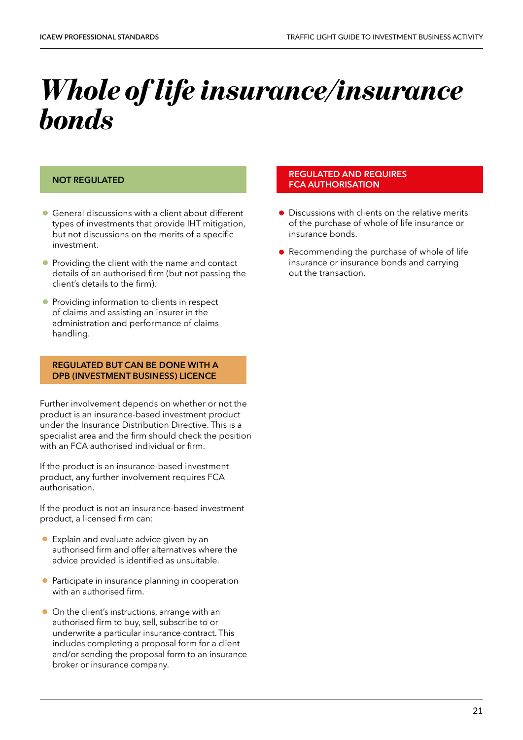# *Whole of life insurance/insurance bonds*

**NOT REGULATED**

- General discussions with a client about different types of investments that provide IHT mitigation, but not discussions on the merits of a specific investment.
- Providing the client with the name and contact details of an authorised firm (but not passing the client's details to the firm).
- Providing information to clients in respect of claims and assisting an insurer in the administration and performance of claims handling.

**REGULATED BUT CAN BE DONE WITH A DPB (INVESTMENT BUSINESS) LICENCE**

Further involvement depends on whether or not the product is an insurance-based investment product under the Insurance Distribution Directive. This is a specialist area and the firm should check the position with an FCA authorised individual or firm.

If the product is an insurance-based investment product, any further involvement requires FCA authorisation.

If the product is not an insurance-based investment product, a licensed firm can:

- Explain and evaluate advice given by an authorised firm and offer alternatives where the advice provided is identified as unsuitable.
- Participate in insurance planning in cooperation with an authorised firm.
- On the client's instructions, arrange with an authorised firm to buy, sell, subscribe to or underwrite a particular insurance contract. This includes completing a proposal form for a client and/or sending the proposal form to an insurance broker or insurance company.

**REGULATED AND REQUIRES FCA AUTHORISATION**

- Discussions with clients on the relative merits of the purchase of whole of life insurance or insurance bonds.
- Recommending the purchase of whole of life insurance or insurance bonds and carrying out the transaction.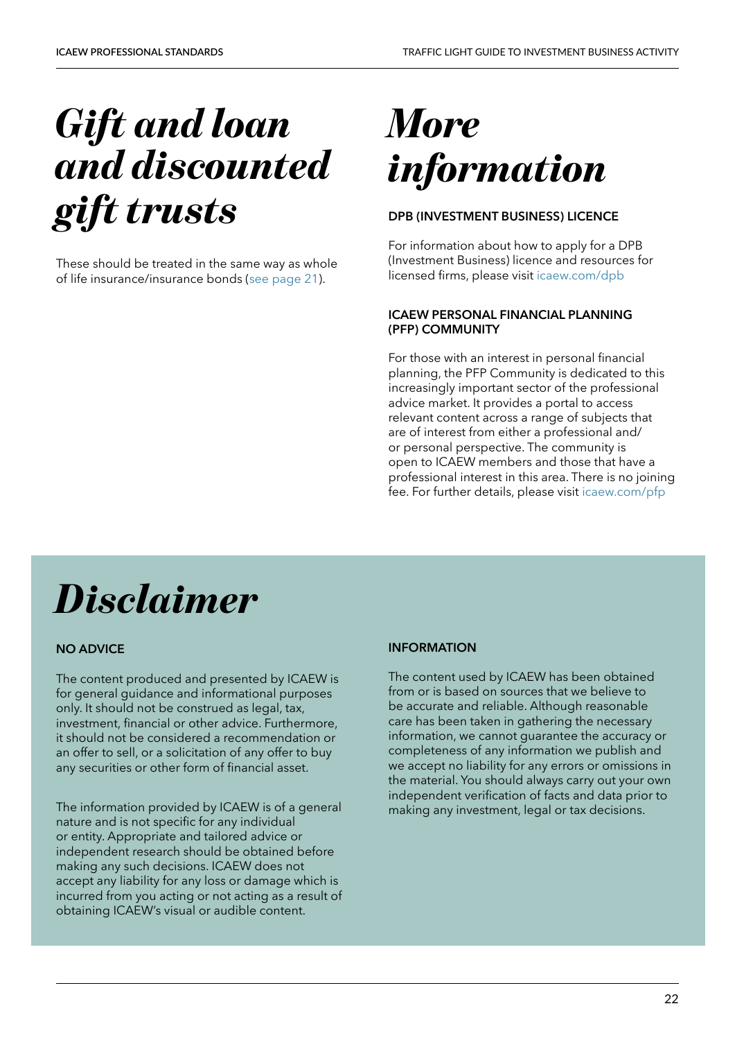# Gift and loan and discounted gift trusts

These should be treated in the same way as whole of life insurance/insurance bonds (see page 21).

# More information

### DPB (INVESTMENT BUSINESS) LICENCE

For information about how to apply for a DPB (Investment Business) licence and resources for licensed firms, please visit icaew.com/dpb

### ICAEW PERSONAL FINANCIAL PLANNING (PFP) COMMUNITY

For those with an interest in personal financial planning, the PFP Community is dedicated to this increasingly important sector of the professional advice market. It provides a portal to access relevant content across a range of subjects that are of interest from either a professional and/or personal perspective. The community is open to ICAEW members and those that have a professional interest in this area. There is no joining fee. For further details, please visit icaew.com/pfp

# Disclaimer

### NO ADVICE

The content produced and presented by ICAEW is for general guidance and informational purposes only. It should not be construed as legal, tax, investment, financial or other advice. Furthermore, it should not be considered a recommendation or an offer to sell, or a solicitation of any offer to buy any securities or other form of financial asset.

The information provided by ICAEW is of a general nature and is not specific for any individual or entity. Appropriate and tailored advice or independent research should be obtained before making any such decisions. ICAEW does not accept any liability for any loss or damage which is incurred from you acting or not acting as a result of obtaining ICAEW's visual or audible content.

### INFORMATION

The content used by ICAEW has been obtained from or is based on sources that we believe to be accurate and reliable. Although reasonable care has been taken in gathering the necessary information, we cannot guarantee the accuracy or completeness of any information we publish and we accept no liability for any errors or omissions in the material. You should always carry out your own independent verification of facts and data prior to making any investment, legal or tax decisions.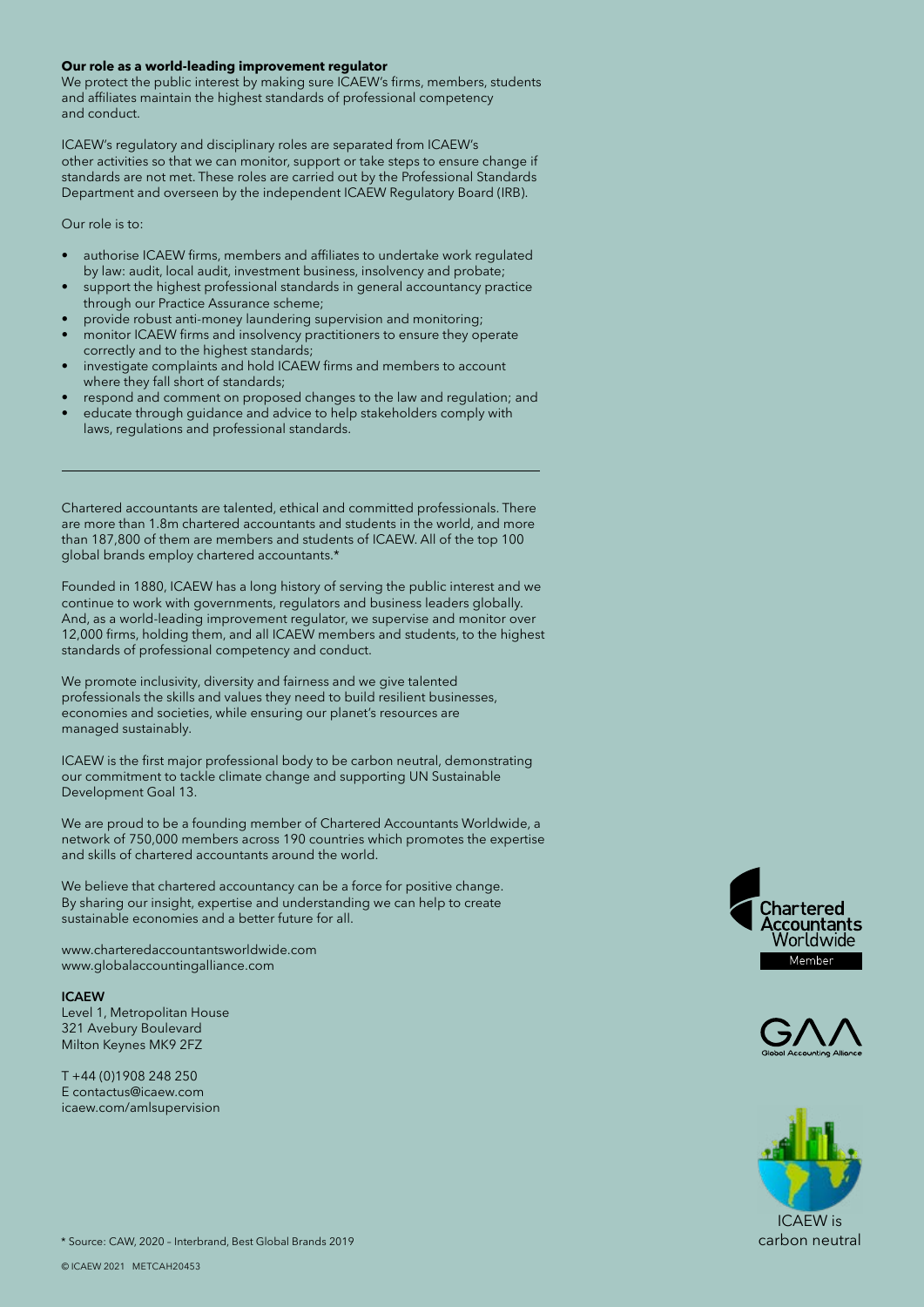**Our role as a world-leading improvement regulator**

We protect the public interest by making sure ICAEW's firms, members, students and affiliates maintain the highest standards of professional competency and conduct.

ICAEW's regulatory and disciplinary roles are separated from ICAEW's other activities so that we can monitor, support or take steps to ensure change if standards are not met. These roles are carried out by the Professional Standards Department and overseen by the independent ICAEW Regulatory Board (IRB).

Our role is to:

- authorise ICAEW firms, members and affiliates to undertake work regulated by law: audit, local audit, investment business, insolvency and probate;
- support the highest professional standards in general accountancy practice through our Practice Assurance scheme;
- provide robust anti-money laundering supervision and monitoring;
- monitor ICAEW firms and insolvency practitioners to ensure they operate correctly and to the highest standards;
- investigate complaints and hold ICAEW firms and members to account where they fall short of standards;
- respond and comment on proposed changes to the law and regulation; and
- educate through guidance and advice to help stakeholders comply with laws, regulations and professional standards.

---

Chartered accountants are talented, ethical and committed professionals. There are more than 1.8m chartered accountants and students in the world, and more than 187,800 of them are members and students of ICAEW. All of the top 100 global brands employ chartered accountants.*

Founded in 1880, ICAEW has a long history of serving the public interest and we continue to work with governments, regulators and business leaders globally. And, as a world-leading improvement regulator, we supervise and monitor over 12,000 firms, holding them, and all ICAEW members and students, to the highest standards of professional competency and conduct.

We promote inclusivity, diversity and fairness and we give talented professionals the skills and values they need to build resilient businesses, economies and societies, while ensuring our planet's resources are managed sustainably.

ICAEW is the first major professional body to be carbon neutral, demonstrating our commitment to tackle climate change and supporting UN Sustainable Development Goal 13.

We are proud to be a founding member of Chartered Accountants Worldwide, a network of 750,000 members across 190 countries which promotes the expertise and skills of chartered accountants around the world.

We believe that chartered accountancy can be a force for positive change. By sharing our insight, expertise and understanding we can help to create sustainable economies and a better future for all.

www.charteredaccountantsworldwide.com
www.globalaccountingalliance.com

**ICAEW**
Level 1, Metropolitan House
321 Avebury Boulevard
Milton Keynes MK9 2FZ

T +44 (0)1908 248 250
E contactus@icaew.com
icaew.com/amlsupervision

Chartered Accountants Worldwide
Member

GAA
Global Accounting Alliance

ICAEW is carbon neutral

\* Source: CAW, 2020 – Interbrand, Best Global Brands 2019

© ICAEW 2021 METCAH20453